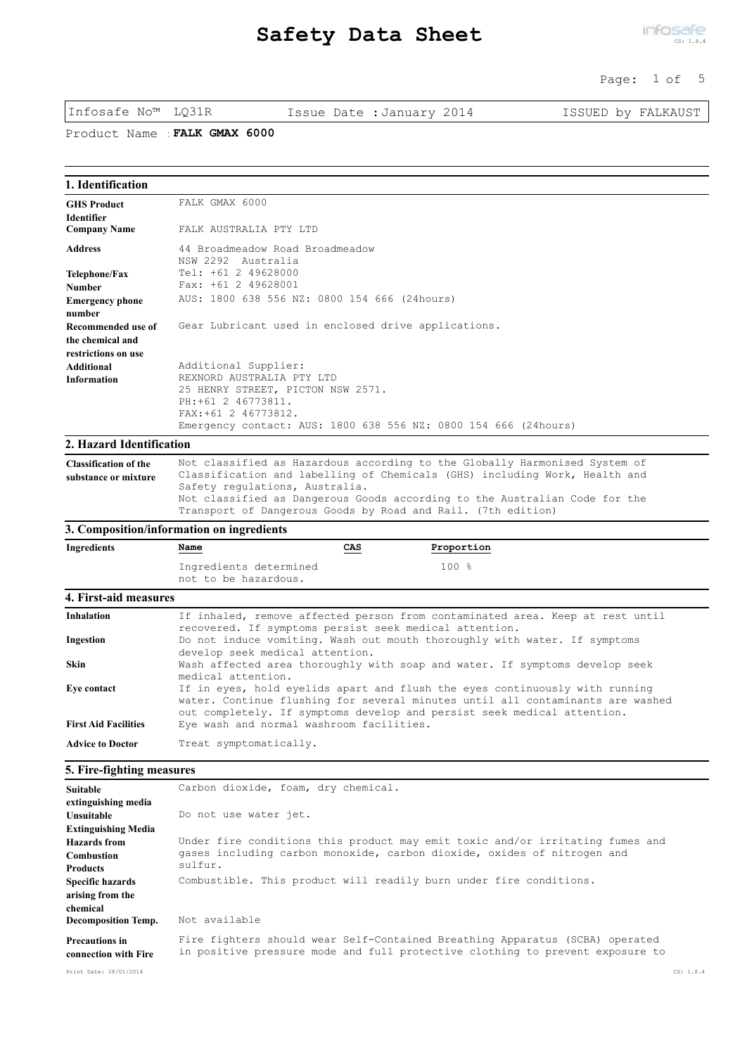# Safety Data Sheet

| Infosafe No™ LQ31R | Issue Date : January 2014 | ISSUED by FALKAUST |
|---|---|---|

Product Name : **FALK GMAX 6000**

## 1. Identification

| | |
|---|---|
| **GHS Product Identifier** | FALK GMAX 6000 |
| **Company Name** | FALK AUSTRALIA PTY LTD |
| **Address** | 44 Broadmeadow Road Broadmeadow NSW 2292 Australia |
| **Telephone/Fax Number** | Tel: +61 2 49628000<br>Fax: +61 2 49628001 |
| **Emergency phone number** | AUS: 1800 638 556 NZ: 0800 154 666 (24hours) |
| **Recommended use of the chemical and restrictions on use** | Gear Lubricant used in enclosed drive applications. |
| **Additional Information** | Additional Supplier:<br>REXNORD AUSTRALIA PTY LTD<br>25 HENRY STREET, PICTON NSW 2571.<br>PH:+61 2 46773811.<br>FAX:+61 2 46773812.<br>Emergency contact: AUS: 1800 638 556 NZ: 0800 154 666 (24hours) |

## 2. Hazard Identification

| | |
|---|---|
| **Classification of the substance or mixture** | Not classified as Hazardous according to the Globally Harmonised System of Classification and labelling of Chemicals (GHS) including Work, Health and Safety regulations, Australia.<br>Not classified as Dangerous Goods according to the Australian Code for the Transport of Dangerous Goods by Road and Rail. (7th edition) |

## 3. Composition/information on ingredients

**Ingredients**

| Name | CAS | Proportion |
|---|---|---|
| Ingredients determined not to be hazardous. | | 100 % |

## 4. First-aid measures

| | |
|---|---|
| **Inhalation** | If inhaled, remove affected person from contaminated area. Keep at rest until recovered. If symptoms persist seek medical attention. |
| **Ingestion** | Do not induce vomiting. Wash out mouth thoroughly with water. If symptoms develop seek medical attention. |
| **Skin** | Wash affected area thoroughly with soap and water. If symptoms develop seek medical attention. |
| **Eye contact** | If in eyes, hold eyelids apart and flush the eyes continuously with running water. Continue flushing for several minutes until all contaminants are washed out completely. If symptoms develop and persist seek medical attention. |
| **First Aid Facilities** | Eye wash and normal washroom facilities. |
| **Advice to Doctor** | Treat symptomatically. |

## 5. Fire-fighting measures

| | |
|---|---|
| **Suitable extinguishing media** | Carbon dioxide, foam, dry chemical. |
| **Unsuitable Extinguishing Media** | Do not use water jet. |
| **Hazards from Combustion Products** | Under fire conditions this product may emit toxic and/or irritating fumes and gases including carbon monoxide, carbon dioxide, oxides of nitrogen and sulfur. |
| **Specific hazards arising from the chemical** | Combustible. This product will readily burn under fire conditions. |
| **Decomposition Temp.** | Not available |
| **Precautions in connection with Fire** | Fire fighters should wear Self-Contained Breathing Apparatus (SCBA) operated in positive pressure mode and full protective clothing to prevent exposure to |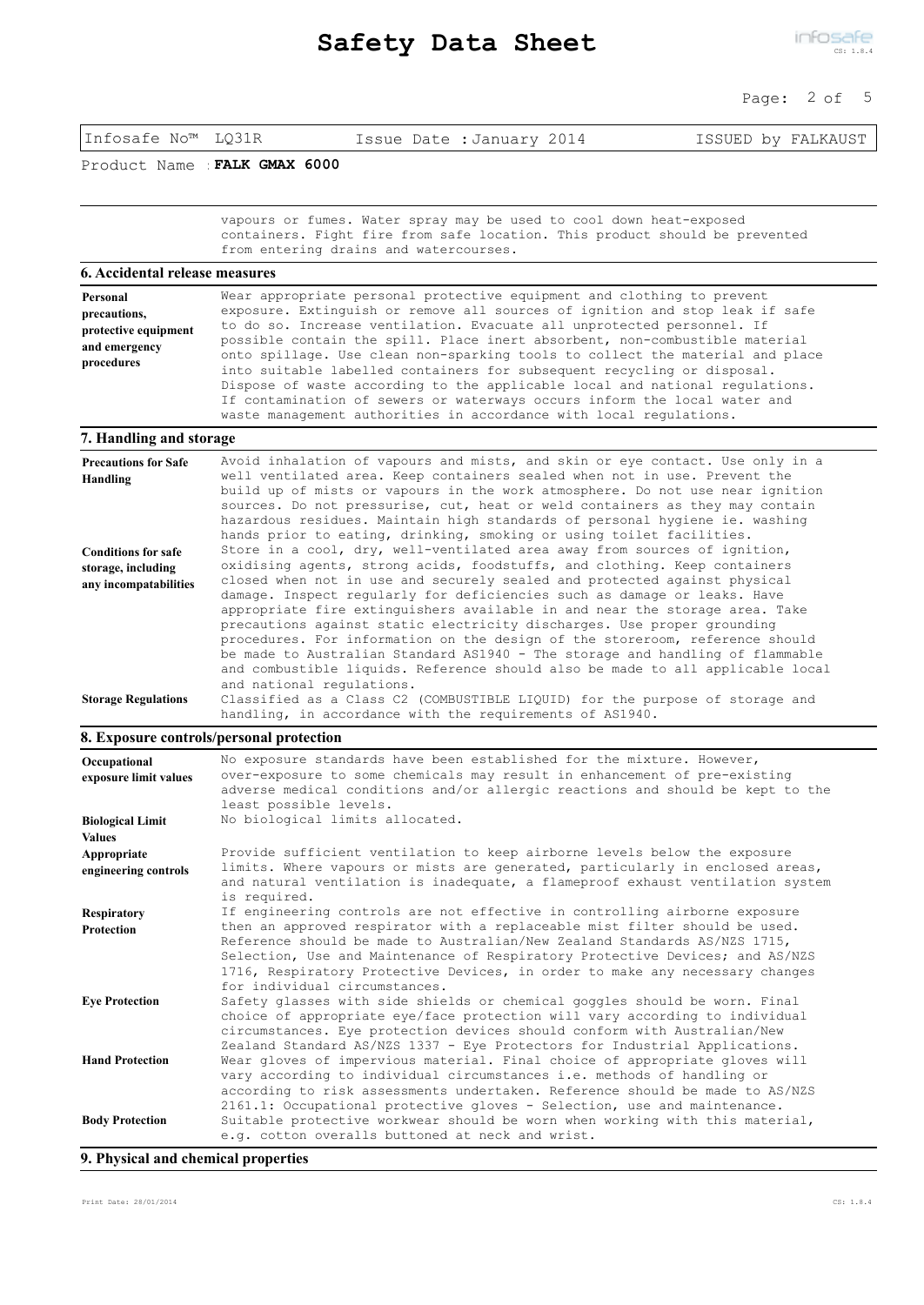vapours or fumes. Water spray may be used to cool down heat-exposed containers. Fight fire from safe location. This product should be prevented from entering drains and watercourses.

## 6. Accidental release measures

**Personal precautions, protective equipment and emergency procedures**

Wear appropriate personal protective equipment and clothing to prevent exposure. Extinguish or remove all sources of ignition and stop leak if safe to do so. Increase ventilation. Evacuate all unprotected personnel. If possible contain the spill. Place inert absorbent, non-combustible material onto spillage. Use clean non-sparking tools to collect the material and place into suitable labelled containers for subsequent recycling or disposal. Dispose of waste according to the applicable local and national regulations. If contamination of sewers or waterways occurs inform the local water and waste management authorities in accordance with local regulations.

## 7. Handling and storage

**Precautions for Safe Handling**

Avoid inhalation of vapours and mists, and skin or eye contact. Use only in a well ventilated area. Keep containers sealed when not in use. Prevent the build up of mists or vapours in the work atmosphere. Do not use near ignition sources. Do not pressurise, cut, heat or weld containers as they may contain hazardous residues. Maintain high standards of personal hygiene ie. washing hands prior to eating, drinking, smoking or using toilet facilities.

**Conditions for safe storage, including any incompatabilities**

Store in a cool, dry, well-ventilated area away from sources of ignition, oxidising agents, strong acids, foodstuffs, and clothing. Keep containers closed when not in use and securely sealed and protected against physical damage. Inspect regularly for deficiencies such as damage or leaks. Have appropriate fire extinguishers available in and near the storage area. Take precautions against static electricity discharges. Use proper grounding procedures. For information on the design of the storeroom, reference should be made to Australian Standard AS1940 - The storage and handling of flammable and combustible liquids. Reference should also be made to all applicable local and national regulations.

**Storage Regulations**

Classified as a Class C2 (COMBUSTIBLE LIQUID) for the purpose of storage and handling, in accordance with the requirements of AS1940.

## 8. Exposure controls/personal protection

**Occupational exposure limit values**

No exposure standards have been established for the mixture. However, over-exposure to some chemicals may result in enhancement of pre-existing adverse medical conditions and/or allergic reactions and should be kept to the least possible levels.

**Biological Limit Values**

No biological limits allocated.

**Appropriate engineering controls**

Provide sufficient ventilation to keep airborne levels below the exposure limits. Where vapours or mists are generated, particularly in enclosed areas, and natural ventilation is inadequate, a flameproof exhaust ventilation system is required.

**Respiratory Protection**

If engineering controls are not effective in controlling airborne exposure then an approved respirator with a replaceable mist filter should be used. Reference should be made to Australian/New Zealand Standards AS/NZS 1715, Selection, Use and Maintenance of Respiratory Protective Devices; and AS/NZS 1716, Respiratory Protective Devices, in order to make any necessary changes for individual circumstances.

**Eye Protection**

Safety glasses with side shields or chemical goggles should be worn. Final choice of appropriate eye/face protection will vary according to individual circumstances. Eye protection devices should conform with Australian/New Zealand Standard AS/NZS 1337 - Eye Protectors for Industrial Applications.

**Hand Protection**

Wear gloves of impervious material. Final choice of appropriate gloves will vary according to individual circumstances i.e. methods of handling or according to risk assessments undertaken. Reference should be made to AS/NZS 2161.1: Occupational protective gloves - Selection, use and maintenance.

**Body Protection**

Suitable protective workwear should be worn when working with this material, e.g. cotton overalls buttoned at neck and wrist.

## 9. Physical and chemical properties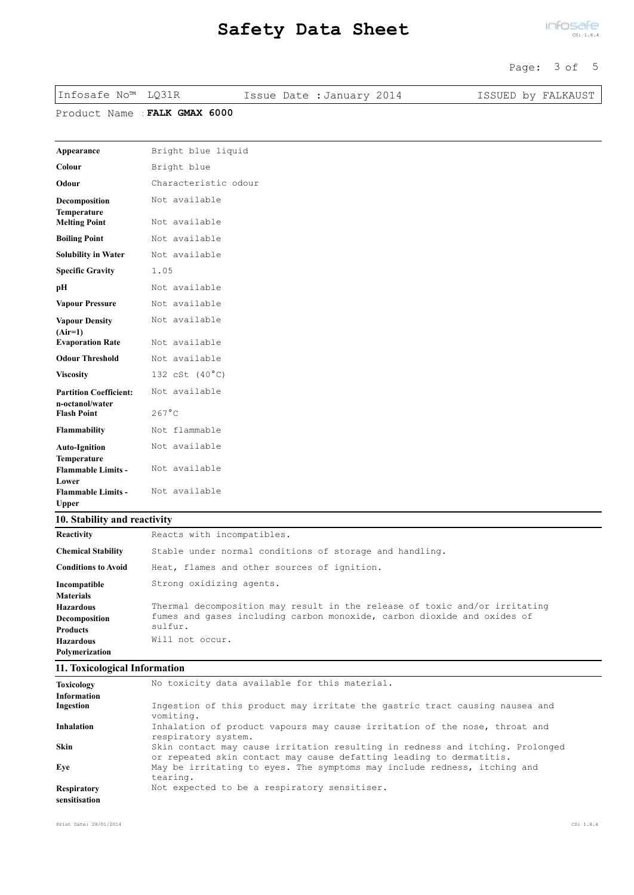Infosafe No™ LQ31R | Issue Date : January 2014 | ISSUED by FALKAUST

Product Name : **FALK GMAX 6000**

| | |
|---|---|
| **Appearance** | Bright blue liquid |
| **Colour** | Bright blue |
| **Odour** | Characteristic odour |
| **Decomposition Temperature** | Not available |
| **Melting Point** | Not available |
| **Boiling Point** | Not available |
| **Solubility in Water** | Not available |
| **Specific Gravity** | 1.05 |
| **pH** | Not available |
| **Vapour Pressure** | Not available |
| **Vapour Density (Air=1)** | Not available |
| **Evaporation Rate** | Not available |
| **Odour Threshold** | Not available |
| **Viscosity** | 132 cSt (40°C) |
| **Partition Coefficient: n-octanol/water** | Not available |
| **Flash Point** | 267°C |
| **Flammability** | Not flammable |
| **Auto-Ignition Temperature** | Not available |
| **Flammable Limits - Lower** | Not available |
| **Flammable Limits - Upper** | Not available |

## 10. Stability and reactivity

| | |
|---|---|
| **Reactivity** | Reacts with incompatibles. |
| **Chemical Stability** | Stable under normal conditions of storage and handling. |
| **Conditions to Avoid** | Heat, flames and other sources of ignition. |
| **Incompatible Materials** | Strong oxidizing agents. |
| **Hazardous Decomposition Products** | Thermal decomposition may result in the release of toxic and/or irritating fumes and gases including carbon monoxide, carbon dioxide and oxides of sulfur. |
| **Hazardous Polymerization** | Will not occur. |

## 11. Toxicological Information

| | |
|---|---|
| **Toxicology Information** | No toxicity data available for this material. |
| **Ingestion** | Ingestion of this product may irritate the gastric tract causing nausea and vomiting. |
| **Inhalation** | Inhalation of product vapours may cause irritation of the nose, throat and respiratory system. |
| **Skin** | Skin contact may cause irritation resulting in redness and itching. Prolonged or repeated skin contact may cause defatting leading to dermatitis. |
| **Eye** | May be irritating to eyes. The symptoms may include redness, itching and tearing. |
| **Respiratory sensitisation** | Not expected to be a respiratory sensitiser. |

Print Date: 28/01/2014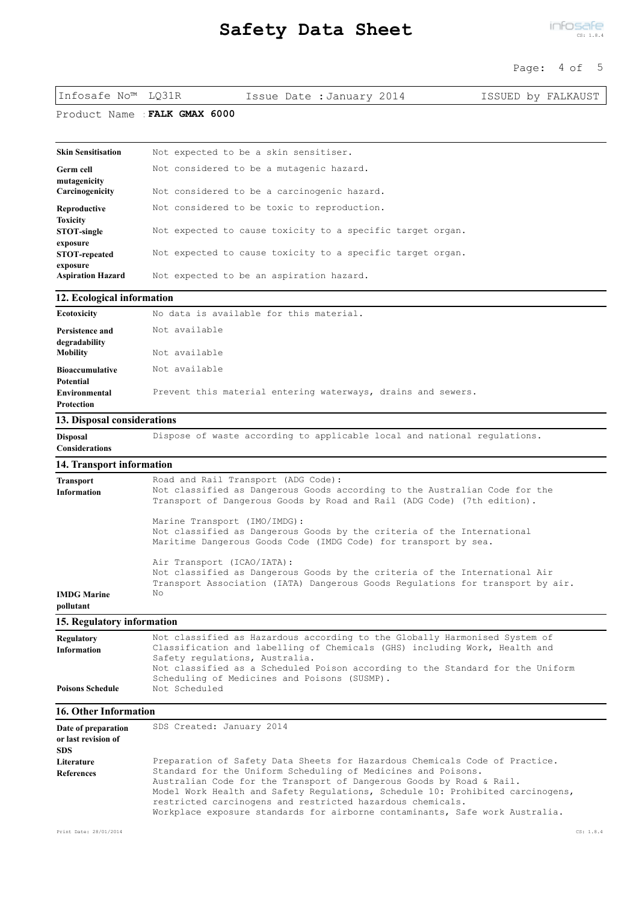| | |
|---|---|
| **Skin Sensitisation** | Not expected to be a skin sensitiser. |
| **Germ cell mutagenicity** | Not considered to be a mutagenic hazard. |
| **Carcinogenicity** | Not considered to be a carcinogenic hazard. |
| **Reproductive Toxicity** | Not considered to be toxic to reproduction. |
| **STOT-single exposure** | Not expected to cause toxicity to a specific target organ. |
| **STOT-repeated exposure** | Not expected to cause toxicity to a specific target organ. |
| **Aspiration Hazard** | Not expected to be an aspiration hazard. |

## 12. Ecological information

| | |
|---|---|
| **Ecotoxicity** | No data is available for this material. |
| **Persistence and degradability** | Not available |
| **Mobility** | Not available |
| **Bioaccumulative Potential** | Not available |
| **Environmental Protection** | Prevent this material entering waterways, drains and sewers. |

## 13. Disposal considerations

| | |
|---|---|
| **Disposal Considerations** | Dispose of waste according to applicable local and national regulations. |

## 14. Transport information

| | |
|---|---|
| **Transport Information** | Road and Rail Transport (ADG Code): Not classified as Dangerous Goods according to the Australian Code for the Transport of Dangerous Goods by Road and Rail (ADG Code) (7th edition). Marine Transport (IMO/IMDG): Not classified as Dangerous Goods by the criteria of the International Maritime Dangerous Goods Code (IMDG Code) for transport by sea. Air Transport (ICAO/IATA): Not classified as Dangerous Goods by the criteria of the International Air Transport Association (IATA) Dangerous Goods Regulations for transport by air. |
| **IMDG Marine pollutant** | No |

## 15. Regulatory information

| | |
|---|---|
| **Regulatory Information** | Not classified as Hazardous according to the Globally Harmonised System of Classification and labelling of Chemicals (GHS) including Work, Health and Safety regulations, Australia. Not classified as a Scheduled Poison according to the Standard for the Uniform Scheduling of Medicines and Poisons (SUSMP). |
| **Poisons Schedule** | Not Scheduled |

## 16. Other Information

| | |
|---|---|
| **Date of preparation or last revision of SDS** | SDS Created: January 2014 |
| **Literature References** | Preparation of Safety Data Sheets for Hazardous Chemicals Code of Practice. Standard for the Uniform Scheduling of Medicines and Poisons. Australian Code for the Transport of Dangerous Goods by Road & Rail. Model Work Health and Safety Regulations, Schedule 10: Prohibited carcinogens, restricted carcinogens and restricted hazardous chemicals. Workplace exposure standards for airborne contaminants, Safe work Australia. |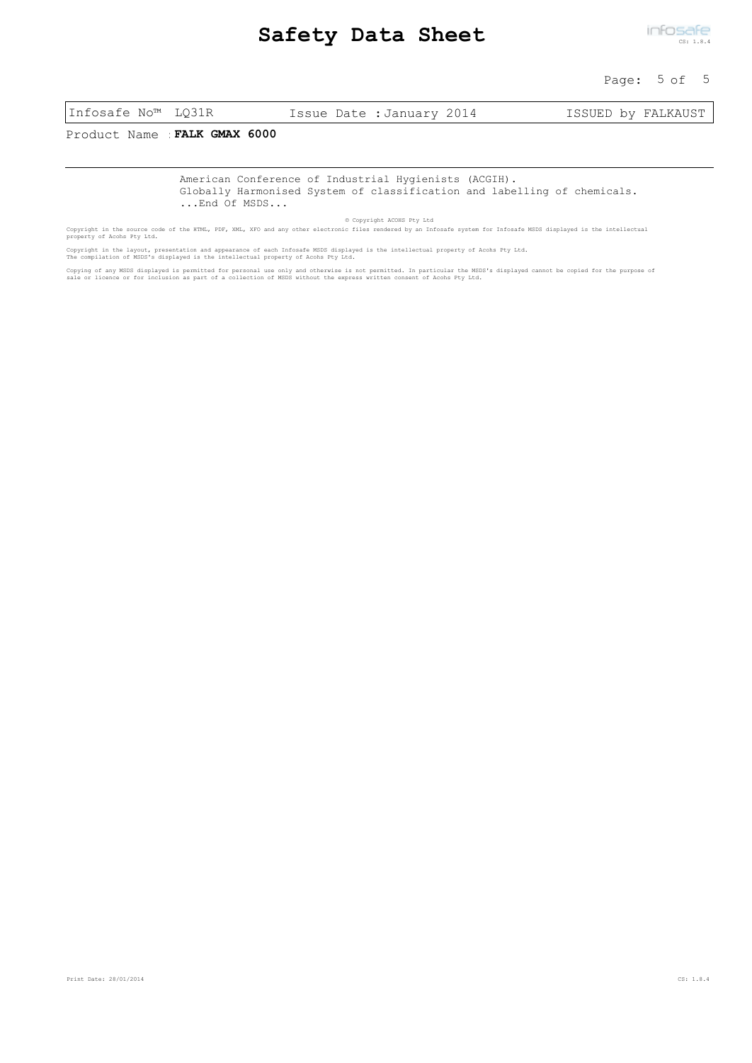American Conference of Industrial Hygienists (ACGIH).
Globally Harmonised System of classification and labelling of chemicals.
...End Of MSDS...

© Copyright ACOHS Pty Ltd

Copyright in the source code of the HTML, PDF, XML, XFO and any other electronic files rendered by an Infosafe system for Infosafe MSDS displayed is the intellectual property of Acohs Pty Ltd.

Copyright in the layout, presentation and appearance of each Infosafe MSDS displayed is the intellectual property of Acohs Pty Ltd.
The compilation of MSDS's displayed is the intellectual property of Acohs Pty Ltd.

Copying of any MSDS displayed is permitted for personal use only and otherwise is not permitted. In particular the MSDS's displayed cannot be copied for the purpose of sale or licence or for inclusion as part of a collection of MSDS without the express written consent of Acohs Pty Ltd.